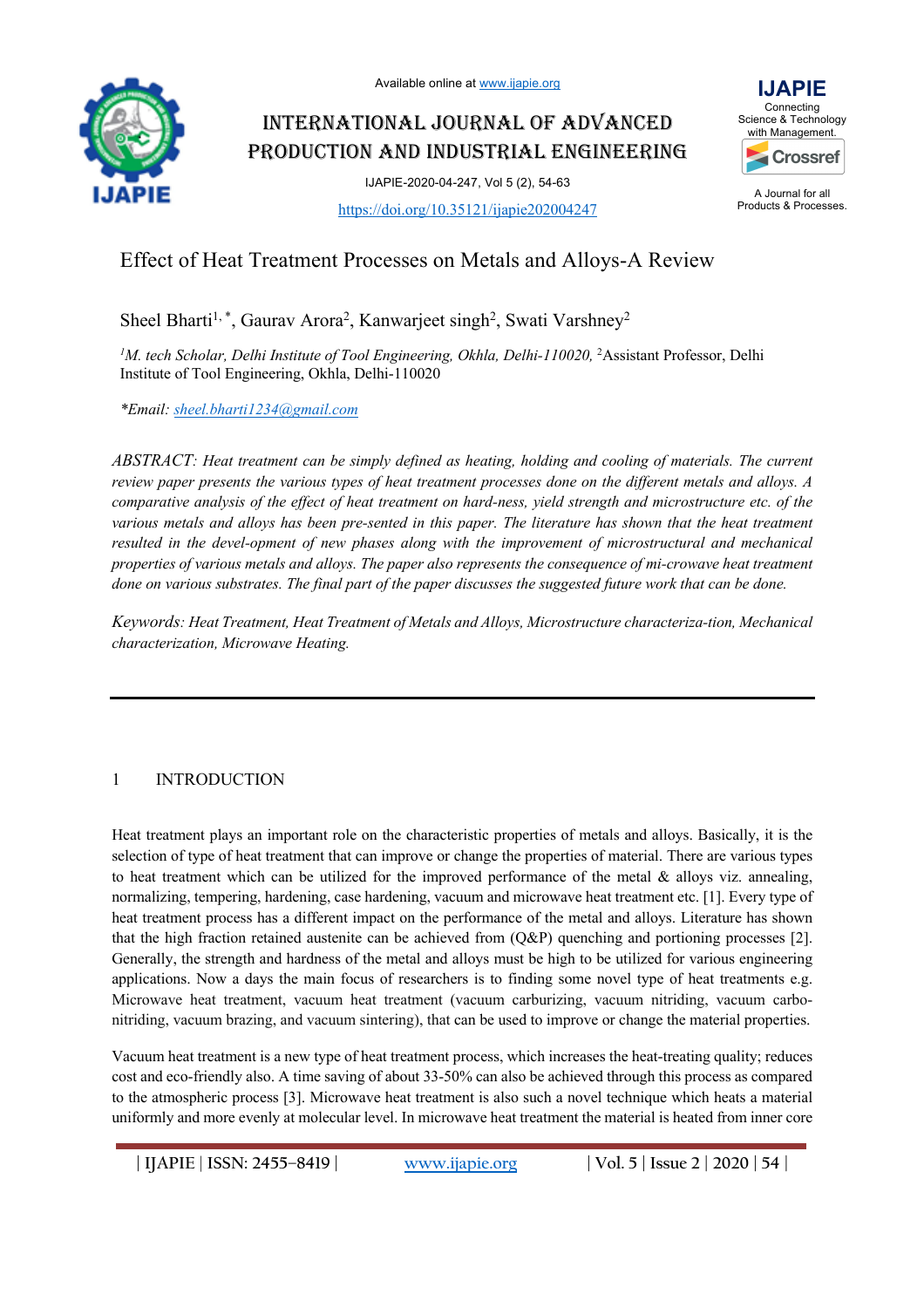Available online at www.ijapie.org

# INTERNATIONAL JOURNAL OF ADVANCED PRODUCTION AND INDUSTRIAL ENGINEERING

IJAPIE-2020-04-247, Vol 5 (2), 54-63

https://doi.org/10.35121/ijapie202004247

## Effect of Heat Treatment Processes on Metals and Alloys-A Review

Sheel Bharti[1, *], Gaurav Arora[2], Kanwarjeet singh[2], Swati Varshney[2]

*[1]M. tech Scholar, Delhi Institute of Tool Engineering, Okhla, Delhi-110020,* [2]Assistant Professor, Delhi Institute of Tool Engineering, Okhla, Delhi-110020

**Email: sheel.bharti1234@gmail.com*

*ABSTRACT: Heat treatment can be simply defined as heating, holding and cooling of materials. The current review paper presents the various types of heat treatment processes done on the different metals and alloys. A comparative analysis of the effect of heat treatment on hard-ness, yield strength and microstructure etc. of the various metals and alloys has been pre-sented in this paper. The literature has shown that the heat treatment resulted in the devel-opment of new phases along with the improvement of microstructural and mechanical properties of various metals and alloys. The paper also represents the consequence of mi-crowave heat treatment done on various substrates. The final part of the paper discusses the suggested future work that can be done.*

*Keywords: Heat Treatment, Heat Treatment of Metals and Alloys, Microstructure characteriza-tion, Mechanical characterization, Microwave Heating.*

## 1 INTRODUCTION

Heat treatment plays an important role on the characteristic properties of metals and alloys. Basically, it is the selection of type of heat treatment that can improve or change the properties of material. There are various types to heat treatment which can be utilized for the improved performance of the metal & alloys viz. annealing, normalizing, tempering, hardening, case hardening, vacuum and microwave heat treatment etc. [1]. Every type of heat treatment process has a different impact on the performance of the metal and alloys. Literature has shown that the high fraction retained austenite can be achieved from (Q&P) quenching and portioning processes [2]. Generally, the strength and hardness of the metal and alloys must be high to be utilized for various engineering applications. Now a days the main focus of researchers is to finding some novel type of heat treatments e.g. Microwave heat treatment, vacuum heat treatment (vacuum carburizing, vacuum nitriding, vacuum carbo-nitriding, vacuum brazing, and vacuum sintering), that can be used to improve or change the material properties.

Vacuum heat treatment is a new type of heat treatment process, which increases the heat-treating quality; reduces cost and eco-friendly also. A time saving of about 33-50% can also be achieved through this process as compared to the atmospheric process [3]. Microwave heat treatment is also such a novel technique which heats a material uniformly and more evenly at molecular level. In microwave heat treatment the material is heated from inner core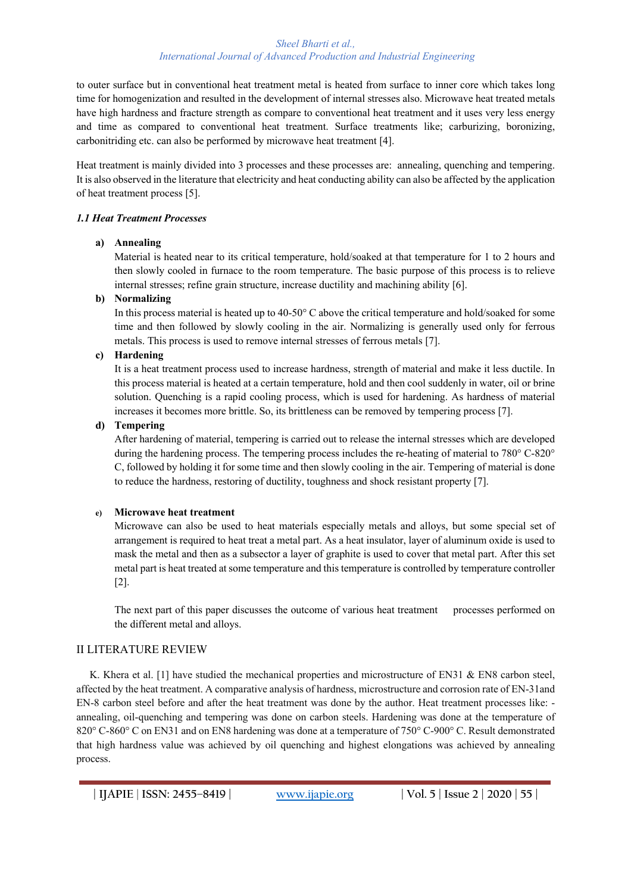to outer surface but in conventional heat treatment metal is heated from surface to inner core which takes long time for homogenization and resulted in the development of internal stresses also. Microwave heat treated metals have high hardness and fracture strength as compare to conventional heat treatment and it uses very less energy and time as compared to conventional heat treatment. Surface treatments like; carburizing, boronizing, carbonitriding etc. can also be performed by microwave heat treatment [4].

Heat treatment is mainly divided into 3 processes and these processes are: annealing, quenching and tempering. It is also observed in the literature that electricity and heat conducting ability can also be affected by the application of heat treatment process [5].

### *1.1 Heat Treatment Processes*

**a) Annealing**

Material is heated near to its critical temperature, hold/soaked at that temperature for 1 to 2 hours and then slowly cooled in furnace to the room temperature. The basic purpose of this process is to relieve internal stresses; refine grain structure, increase ductility and machining ability [6].

**b) Normalizing**

In this process material is heated up to 40-50° C above the critical temperature and hold/soaked for some time and then followed by slowly cooling in the air. Normalizing is generally used only for ferrous metals. This process is used to remove internal stresses of ferrous metals [7].

**c) Hardening**

It is a heat treatment process used to increase hardness, strength of material and make it less ductile. In this process material is heated at a certain temperature, hold and then cool suddenly in water, oil or brine solution. Quenching is a rapid cooling process, which is used for hardening. As hardness of material increases it becomes more brittle. So, its brittleness can be removed by tempering process [7].

**d) Tempering**

After hardening of material, tempering is carried out to release the internal stresses which are developed during the hardening process. The tempering process includes the re-heating of material to 780° C-820° C, followed by holding it for some time and then slowly cooling in the air. Tempering of material is done to reduce the hardness, restoring of ductility, toughness and shock resistant property [7].

**e) Microwave heat treatment**

Microwave can also be used to heat materials especially metals and alloys, but some special set of arrangement is required to heat treat a metal part. As a heat insulator, layer of aluminum oxide is used to mask the metal and then as a subsector a layer of graphite is used to cover that metal part. After this set metal part is heat treated at some temperature and this temperature is controlled by temperature controller [2].

The next part of this paper discusses the outcome of various heat treatment processes performed on the different metal and alloys.

## II LITERATURE REVIEW

K. Khera et al. [1] have studied the mechanical properties and microstructure of EN31 & EN8 carbon steel, affected by the heat treatment. A comparative analysis of hardness, microstructure and corrosion rate of EN-31and EN-8 carbon steel before and after the heat treatment was done by the author. Heat treatment processes like: - annealing, oil-quenching and tempering was done on carbon steels. Hardening was done at the temperature of 820° C-860° C on EN31 and on EN8 hardening was done at a temperature of 750° C-900° C. Result demonstrated that high hardness value was achieved by oil quenching and highest elongations was achieved by annealing process.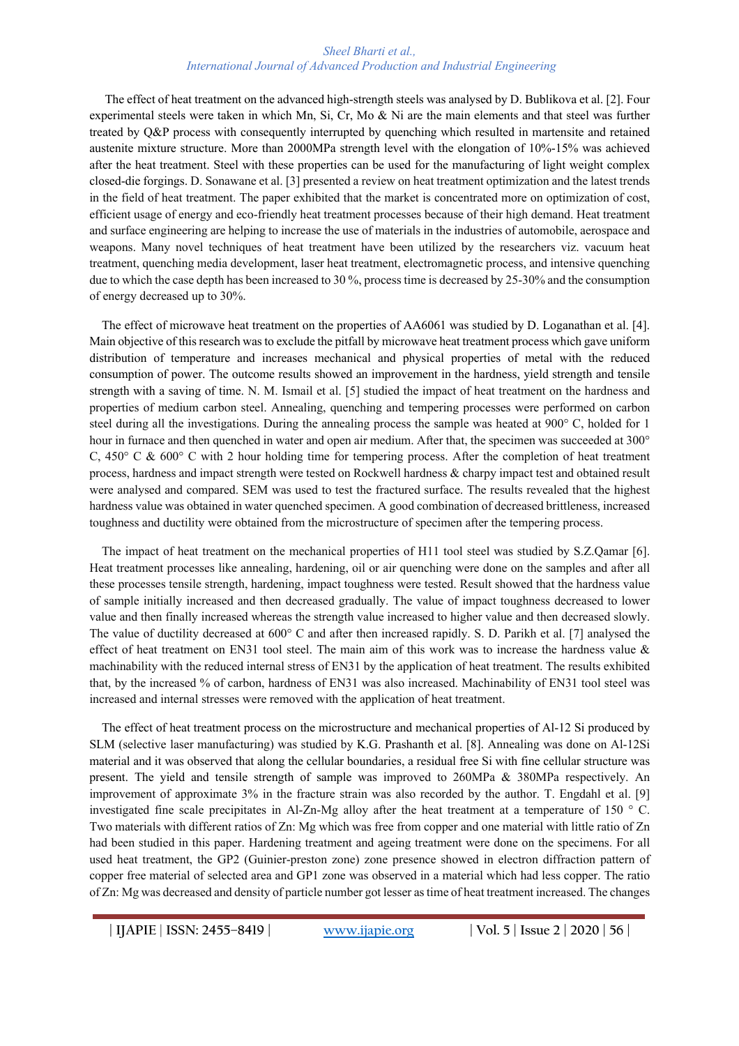The effect of heat treatment on the advanced high-strength steels was analysed by D. Bublikova et al. [2]. Four experimental steels were taken in which Mn, Si, Cr, Mo & Ni are the main elements and that steel was further treated by Q&P process with consequently interrupted by quenching which resulted in martensite and retained austenite mixture structure. More than 2000MPa strength level with the elongation of 10%-15% was achieved after the heat treatment. Steel with these properties can be used for the manufacturing of light weight complex closed-die forgings. D. Sonawane et al. [3] presented a review on heat treatment optimization and the latest trends in the field of heat treatment. The paper exhibited that the market is concentrated more on optimization of cost, efficient usage of energy and eco-friendly heat treatment processes because of their high demand. Heat treatment and surface engineering are helping to increase the use of materials in the industries of automobile, aerospace and weapons. Many novel techniques of heat treatment have been utilized by the researchers viz. vacuum heat treatment, quenching media development, laser heat treatment, electromagnetic process, and intensive quenching due to which the case depth has been increased to 30 %, process time is decreased by 25-30% and the consumption of energy decreased up to 30%.

The effect of microwave heat treatment on the properties of AA6061 was studied by D. Loganathan et al. [4]. Main objective of this research was to exclude the pitfall by microwave heat treatment process which gave uniform distribution of temperature and increases mechanical and physical properties of metal with the reduced consumption of power. The outcome results showed an improvement in the hardness, yield strength and tensile strength with a saving of time. N. M. Ismail et al. [5] studied the impact of heat treatment on the hardness and properties of medium carbon steel. Annealing, quenching and tempering processes were performed on carbon steel during all the investigations. During the annealing process the sample was heated at 900° C, holded for 1 hour in furnace and then quenched in water and open air medium. After that, the specimen was succeeded at 300° C, 450° C & 600° C with 2 hour holding time for tempering process. After the completion of heat treatment process, hardness and impact strength were tested on Rockwell hardness & charpy impact test and obtained result were analysed and compared. SEM was used to test the fractured surface. The results revealed that the highest hardness value was obtained in water quenched specimen. A good combination of decreased brittleness, increased toughness and ductility were obtained from the microstructure of specimen after the tempering process.

The impact of heat treatment on the mechanical properties of H11 tool steel was studied by S.Z.Qamar [6]. Heat treatment processes like annealing, hardening, oil or air quenching were done on the samples and after all these processes tensile strength, hardening, impact toughness were tested. Result showed that the hardness value of sample initially increased and then decreased gradually. The value of impact toughness decreased to lower value and then finally increased whereas the strength value increased to higher value and then decreased slowly. The value of ductility decreased at 600° C and after then increased rapidly. S. D. Parikh et al. [7] analysed the effect of heat treatment on EN31 tool steel. The main aim of this work was to increase the hardness value & machinability with the reduced internal stress of EN31 by the application of heat treatment. The results exhibited that, by the increased % of carbon, hardness of EN31 was also increased. Machinability of EN31 tool steel was increased and internal stresses were removed with the application of heat treatment.

The effect of heat treatment process on the microstructure and mechanical properties of Al-12 Si produced by SLM (selective laser manufacturing) was studied by K.G. Prashanth et al. [8]. Annealing was done on Al-12Si material and it was observed that along the cellular boundaries, a residual free Si with fine cellular structure was present. The yield and tensile strength of sample was improved to 260MPa & 380MPa respectively. An improvement of approximate 3% in the fracture strain was also recorded by the author. T. Engdahl et al. [9] investigated fine scale precipitates in Al-Zn-Mg alloy after the heat treatment at a temperature of 150 ° C. Two materials with different ratios of Zn: Mg which was free from copper and one material with little ratio of Zn had been studied in this paper. Hardening treatment and ageing treatment were done on the specimens. For all used heat treatment, the GP2 (Guinier-preston zone) zone presence showed in electron diffraction pattern of copper free material of selected area and GP1 zone was observed in a material which had less copper. The ratio of Zn: Mg was decreased and density of particle number got lesser as time of heat treatment increased. The changes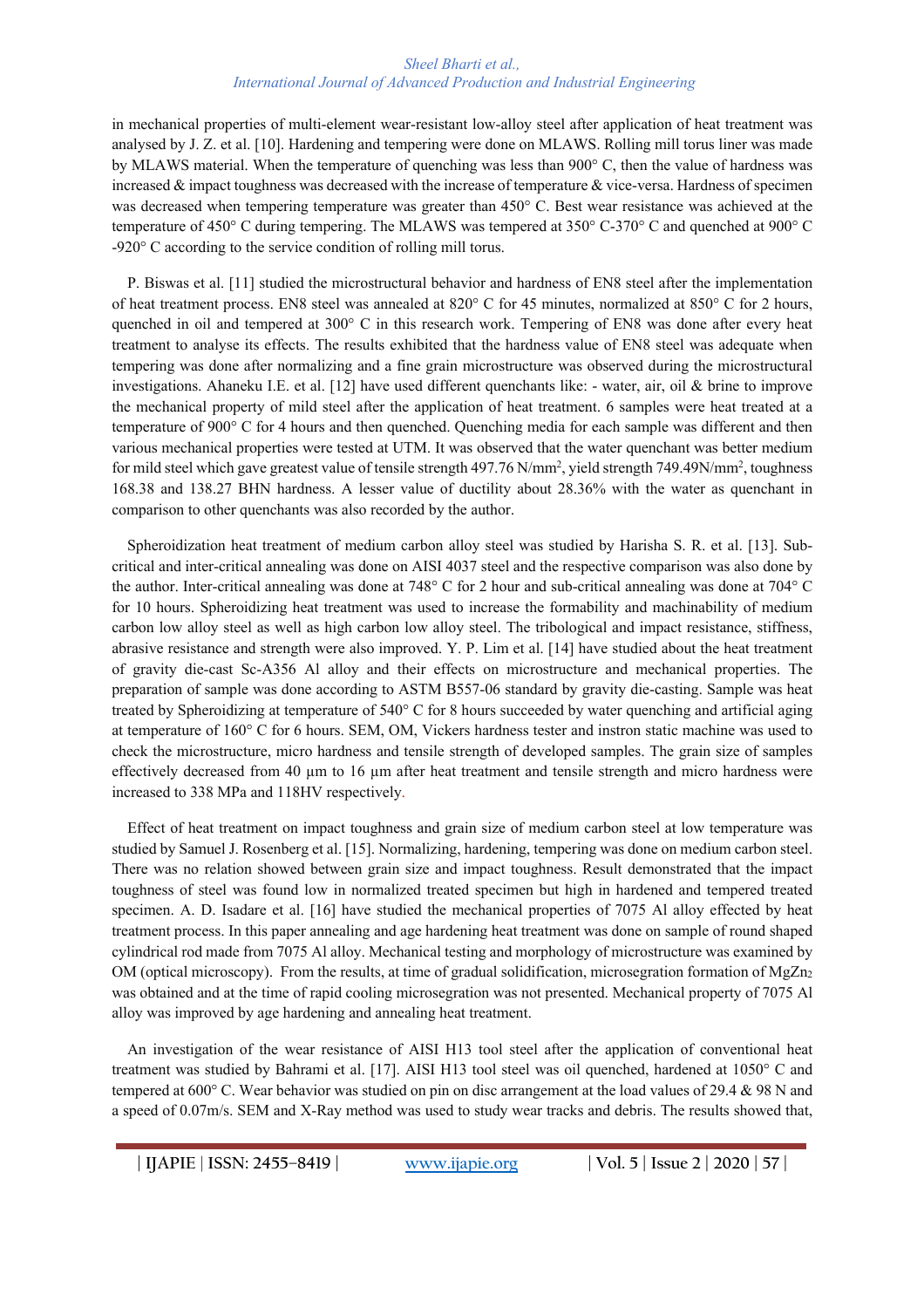in mechanical properties of multi-element wear-resistant low-alloy steel after application of heat treatment was analysed by J. Z. et al. [10]. Hardening and tempering were done on MLAWS. Rolling mill torus liner was made by MLAWS material. When the temperature of quenching was less than 900° C, then the value of hardness was increased & impact toughness was decreased with the increase of temperature & vice-versa. Hardness of specimen was decreased when tempering temperature was greater than 450° C. Best wear resistance was achieved at the temperature of 450° C during tempering. The MLAWS was tempered at 350° C-370° C and quenched at 900° C -920° C according to the service condition of rolling mill torus.

P. Biswas et al. [11] studied the microstructural behavior and hardness of EN8 steel after the implementation of heat treatment process. EN8 steel was annealed at 820° C for 45 minutes, normalized at 850° C for 2 hours, quenched in oil and tempered at 300° C in this research work. Tempering of EN8 was done after every heat treatment to analyse its effects. The results exhibited that the hardness value of EN8 steel was adequate when tempering was done after normalizing and a fine grain microstructure was observed during the microstructural investigations. Ahaneku I.E. et al. [12] have used different quenchants like: - water, air, oil & brine to improve the mechanical property of mild steel after the application of heat treatment. 6 samples were heat treated at a temperature of 900° C for 4 hours and then quenched. Quenching media for each sample was different and then various mechanical properties were tested at UTM. It was observed that the water quenchant was better medium for mild steel which gave greatest value of tensile strength 497.76 N/mm$^2$, yield strength 749.49N/mm$^2$, toughness 168.38 and 138.27 BHN hardness. A lesser value of ductility about 28.36% with the water as quenchant in comparison to other quenchants was also recorded by the author.

Spheroidization heat treatment of medium carbon alloy steel was studied by Harisha S. R. et al. [13]. Sub-critical and inter-critical annealing was done on AISI 4037 steel and the respective comparison was also done by the author. Inter-critical annealing was done at 748° C for 2 hour and sub-critical annealing was done at 704° C for 10 hours. Spheroidizing heat treatment was used to increase the formability and machinability of medium carbon low alloy steel as well as high carbon low alloy steel. The tribological and impact resistance, stiffness, abrasive resistance and strength were also improved. Y. P. Lim et al. [14] have studied about the heat treatment of gravity die-cast Sc-A356 Al alloy and their effects on microstructure and mechanical properties. The preparation of sample was done according to ASTM B557-06 standard by gravity die-casting. Sample was heat treated by Spheroidizing at temperature of 540° C for 8 hours succeeded by water quenching and artificial aging at temperature of 160° C for 6 hours. SEM, OM, Vickers hardness tester and instron static machine was used to check the microstructure, micro hardness and tensile strength of developed samples. The grain size of samples effectively decreased from 40 µm to 16 µm after heat treatment and tensile strength and micro hardness were increased to 338 MPa and 118HV respectively.

Effect of heat treatment on impact toughness and grain size of medium carbon steel at low temperature was studied by Samuel J. Rosenberg et al. [15]. Normalizing, hardening, tempering was done on medium carbon steel. There was no relation showed between grain size and impact toughness. Result demonstrated that the impact toughness of steel was found low in normalized treated specimen but high in hardened and tempered treated specimen. A. D. Isadare et al. [16] have studied the mechanical properties of 7075 Al alloy effected by heat treatment process. In this paper annealing and age hardening heat treatment was done on sample of round shaped cylindrical rod made from 7075 Al alloy. Mechanical testing and morphology of microstructure was examined by OM (optical microscopy). From the results, at time of gradual solidification, microsegration formation of $MgZn_2$ was obtained and at the time of rapid cooling microsegration was not presented. Mechanical property of 7075 Al alloy was improved by age hardening and annealing heat treatment.

An investigation of the wear resistance of AISI H13 tool steel after the application of conventional heat treatment was studied by Bahrami et al. [17]. AISI H13 tool steel was oil quenched, hardened at 1050° C and tempered at 600° C. Wear behavior was studied on pin on disc arrangement at the load values of 29.4 & 98 N and a speed of 0.07m/s. SEM and X-Ray method was used to study wear tracks and debris. The results showed that,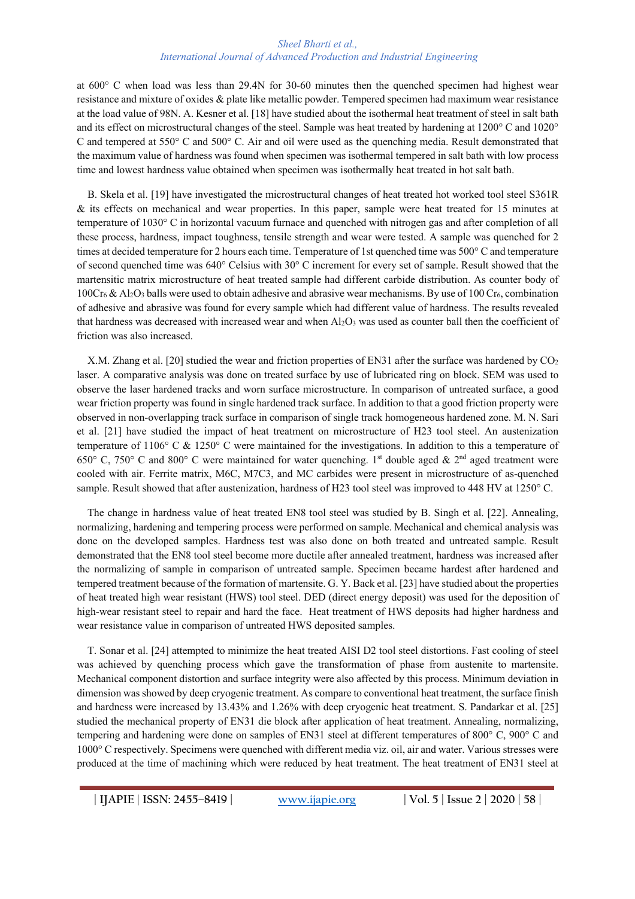at 600° C when load was less than 29.4N for 30-60 minutes then the quenched specimen had highest wear resistance and mixture of oxides & plate like metallic powder. Tempered specimen had maximum wear resistance at the load value of 98N. A. Kesner et al. [18] have studied about the isothermal heat treatment of steel in salt bath and its effect on microstructural changes of the steel. Sample was heat treated by hardening at 1200° C and 1020° C and tempered at 550° C and 500° C. Air and oil were used as the quenching media. Result demonstrated that the maximum value of hardness was found when specimen was isothermal tempered in salt bath with low process time and lowest hardness value obtained when specimen was isothermally heat treated in hot salt bath.

B. Skela et al. [19] have investigated the microstructural changes of heat treated hot worked tool steel S361R & its effects on mechanical and wear properties. In this paper, sample were heat treated for 15 minutes at temperature of 1030° C in horizontal vacuum furnace and quenched with nitrogen gas and after completion of all these process, hardness, impact toughness, tensile strength and wear were tested. A sample was quenched for 2 times at decided temperature for 2 hours each time. Temperature of 1st quenched time was 500° C and temperature of second quenched time was 640° Celsius with 30° C increment for every set of sample. Result showed that the martensitic matrix microstructure of heat treated sample had different carbide distribution. As counter body of $100Cr_6$ & $Al_2O_3$ balls were used to obtain adhesive and abrasive wear mechanisms. By use of 100 $Cr_6$, combination of adhesive and abrasive was found for every sample which had different value of hardness. The results revealed that hardness was decreased with increased wear and when $Al_2O_3$ was used as counter ball then the coefficient of friction was also increased.

X.M. Zhang et al. [20] studied the wear and friction properties of EN31 after the surface was hardened by $CO_2$ laser. A comparative analysis was done on treated surface by use of lubricated ring on block. SEM was used to observe the laser hardened tracks and worn surface microstructure. In comparison of untreated surface, a good wear friction property was found in single hardened track surface. In addition to that a good friction property were observed in non-overlapping track surface in comparison of single track homogeneous hardened zone. M. N. Sari et al. [21] have studied the impact of heat treatment on microstructure of H23 tool steel. An austenization temperature of 1106° C & 1250° C were maintained for the investigations. In addition to this a temperature of 650° C, 750° C and 800° C were maintained for water quenching. 1st double aged & 2nd aged treatment were cooled with air. Ferrite matrix, M6C, M7C3, and MC carbides were present in microstructure of as-quenched sample. Result showed that after austenization, hardness of H23 tool steel was improved to 448 HV at 1250° C.

The change in hardness value of heat treated EN8 tool steel was studied by B. Singh et al. [22]. Annealing, normalizing, hardening and tempering process were performed on sample. Mechanical and chemical analysis was done on the developed samples. Hardness test was also done on both treated and untreated sample. Result demonstrated that the EN8 tool steel become more ductile after annealed treatment, hardness was increased after the normalizing of sample in comparison of untreated sample. Specimen became hardest after hardened and tempered treatment because of the formation of martensite. G. Y. Back et al. [23] have studied about the properties of heat treated high wear resistant (HWS) tool steel. DED (direct energy deposit) was used for the deposition of high-wear resistant steel to repair and hard the face. Heat treatment of HWS deposits had higher hardness and wear resistance value in comparison of untreated HWS deposited samples.

T. Sonar et al. [24] attempted to minimize the heat treated AISI D2 tool steel distortions. Fast cooling of steel was achieved by quenching process which gave the transformation of phase from austenite to martensite. Mechanical component distortion and surface integrity were also affected by this process. Minimum deviation in dimension was showed by deep cryogenic treatment. As compare to conventional heat treatment, the surface finish and hardness were increased by 13.43% and 1.26% with deep cryogenic heat treatment. S. Pandarkar et al. [25] studied the mechanical property of EN31 die block after application of heat treatment. Annealing, normalizing, tempering and hardening were done on samples of EN31 steel at different temperatures of 800° C, 900° C and 1000° C respectively. Specimens were quenched with different media viz. oil, air and water. Various stresses were produced at the time of machining which were reduced by heat treatment. The heat treatment of EN31 steel at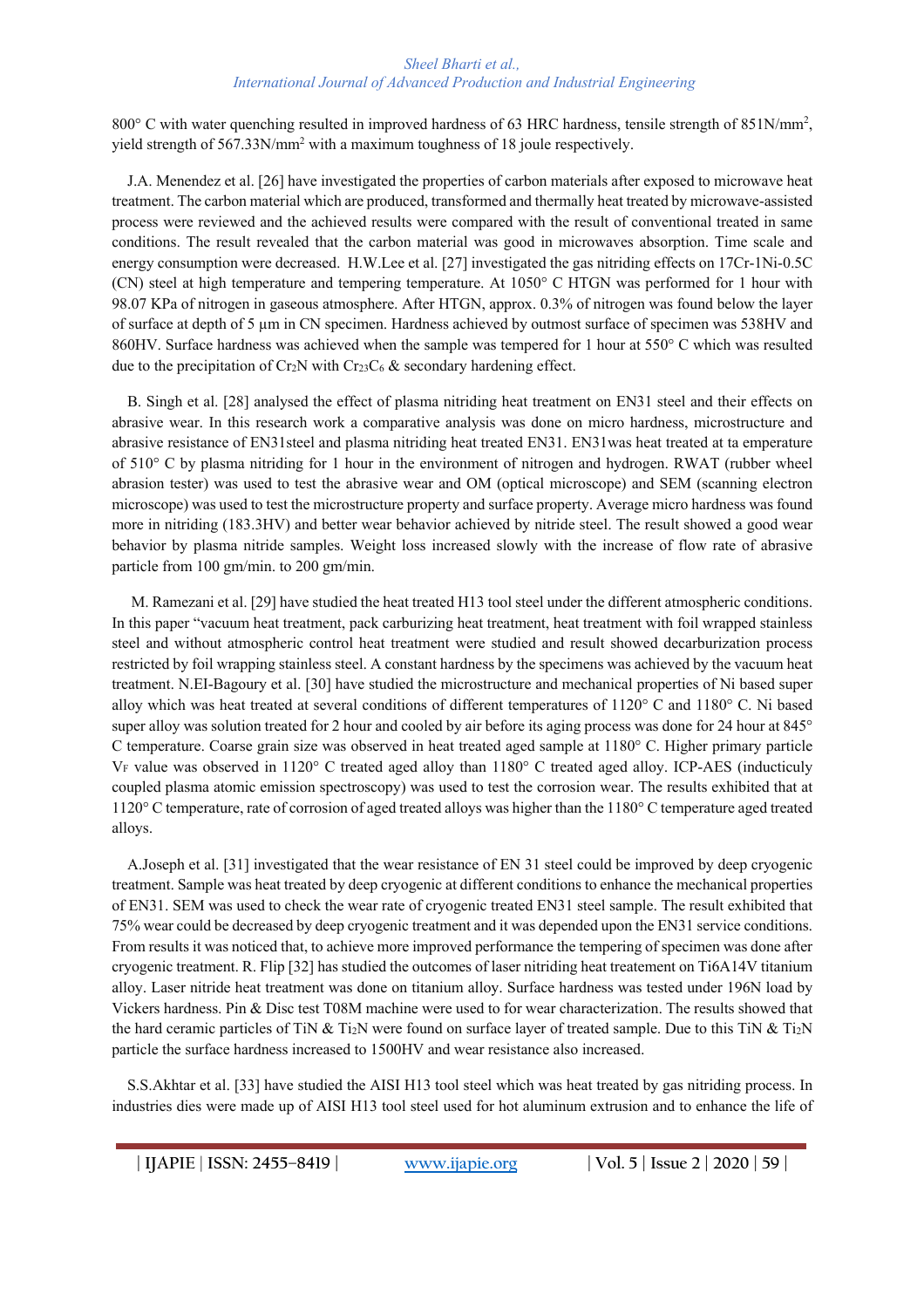800° C with water quenching resulted in improved hardness of 63 HRC hardness, tensile strength of 851N/mm$^2$, yield strength of 567.33N/mm$^2$ with a maximum toughness of 18 joule respectively.

J.A. Menendez et al. [26] have investigated the properties of carbon materials after exposed to microwave heat treatment. The carbon material which are produced, transformed and thermally heat treated by microwave-assisted process were reviewed and the achieved results were compared with the result of conventional treated in same conditions. The result revealed that the carbon material was good in microwaves absorption. Time scale and energy consumption were decreased. H.W.Lee et al. [27] investigated the gas nitriding effects on 17Cr-1Ni-0.5C (CN) steel at high temperature and tempering temperature. At 1050° C HTGN was performed for 1 hour with 98.07 KPa of nitrogen in gaseous atmosphere. After HTGN, approx. 0.3% of nitrogen was found below the layer of surface at depth of 5 µm in CN specimen. Hardness achieved by outmost surface of specimen was 538HV and 860HV. Surface hardness was achieved when the sample was tempered for 1 hour at 550° C which was resulted due to the precipitation of $Cr_2N$ with $Cr_{23}C_6$ & secondary hardening effect.

B. Singh et al. [28] analysed the effect of plasma nitriding heat treatment on EN31 steel and their effects on abrasive wear. In this research work a comparative analysis was done on micro hardness, microstructure and abrasive resistance of EN31steel and plasma nitriding heat treated EN31. EN31was heat treated at ta emperature of 510° C by plasma nitriding for 1 hour in the environment of nitrogen and hydrogen. RWAT (rubber wheel abrasion tester) was used to test the abrasive wear and OM (optical microscope) and SEM (scanning electron microscope) was used to test the microstructure property and surface property. Average micro hardness was found more in nitriding (183.3HV) and better wear behavior achieved by nitride steel. The result showed a good wear behavior by plasma nitride samples. Weight loss increased slowly with the increase of flow rate of abrasive particle from 100 gm/min. to 200 gm/min.

M. Ramezani et al. [29] have studied the heat treated H13 tool steel under the different atmospheric conditions. In this paper "vacuum heat treatment, pack carburizing heat treatment, heat treatment with foil wrapped stainless steel and without atmospheric control heat treatment were studied and result showed decarburization process restricted by foil wrapping stainless steel. A constant hardness by the specimens was achieved by the vacuum heat treatment. N.EI-Bagoury et al. [30] have studied the microstructure and mechanical properties of Ni based super alloy which was heat treated at several conditions of different temperatures of 1120° C and 1180° C. Ni based super alloy was solution treated for 2 hour and cooled by air before its aging process was done for 24 hour at 845° C temperature. Coarse grain size was observed in heat treated aged sample at 1180° C. Higher primary particle $V_F$ value was observed in 1120° C treated aged alloy than 1180° C treated aged alloy. ICP-AES (inducticuly coupled plasma atomic emission spectroscopy) was used to test the corrosion wear. The results exhibited that at 1120° C temperature, rate of corrosion of aged treated alloys was higher than the 1180° C temperature aged treated alloys.

A.Joseph et al. [31] investigated that the wear resistance of EN 31 steel could be improved by deep cryogenic treatment. Sample was heat treated by deep cryogenic at different conditions to enhance the mechanical properties of EN31. SEM was used to check the wear rate of cryogenic treated EN31 steel sample. The result exhibited that 75% wear could be decreased by deep cryogenic treatment and it was depended upon the EN31 service conditions. From results it was noticed that, to achieve more improved performance the tempering of specimen was done after cryogenic treatment. R. Flip [32] has studied the outcomes of laser nitriding heat treatement on Ti6A14V titanium alloy. Laser nitride heat treatment was done on titanium alloy. Surface hardness was tested under 196N load by Vickers hardness. Pin & Disc test T08M machine were used to for wear characterization. The results showed that the hard ceramic particles of TiN & $Ti_2N$ were found on surface layer of treated sample. Due to this TiN & $Ti_2N$ particle the surface hardness increased to 1500HV and wear resistance also increased.

S.S.Akhtar et al. [33] have studied the AISI H13 tool steel which was heat treated by gas nitriding process. In industries dies were made up of AISI H13 tool steel used for hot aluminum extrusion and to enhance the life of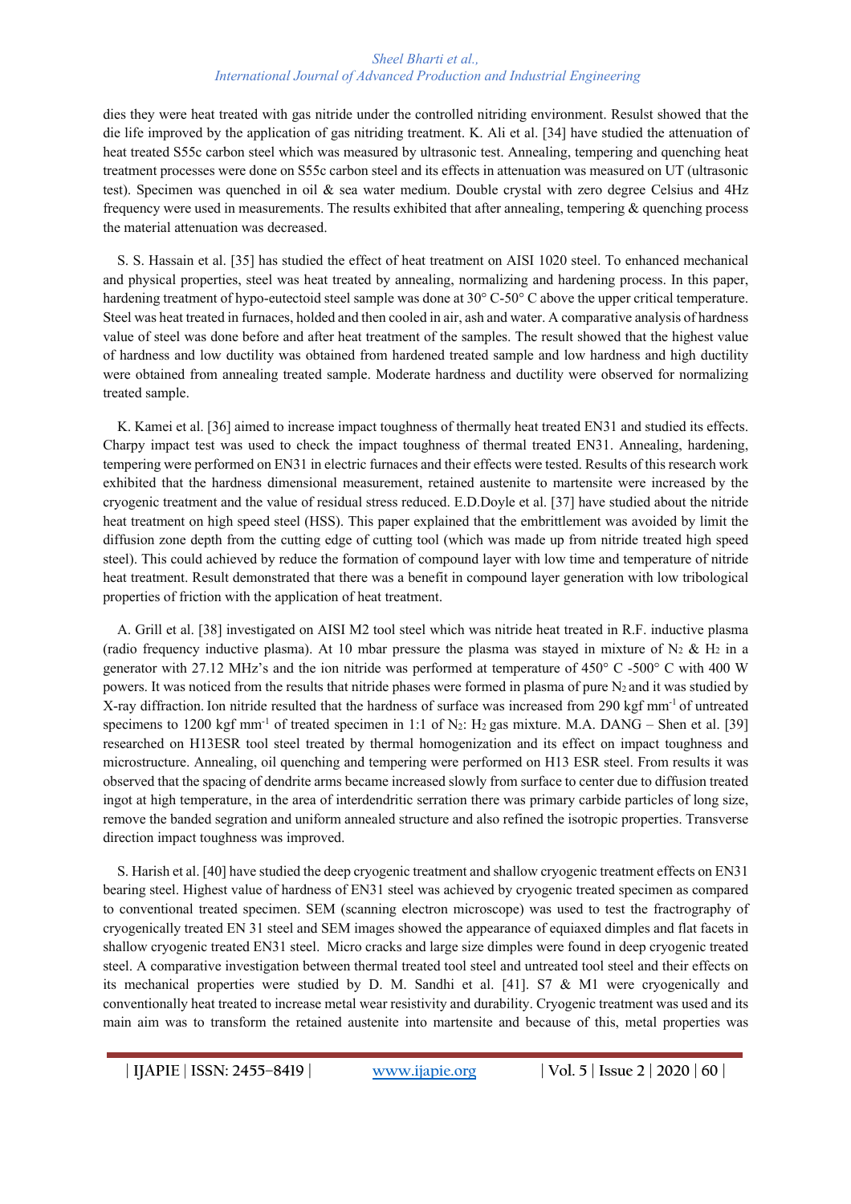dies they were heat treated with gas nitride under the controlled nitriding environment. Resulst showed that the die life improved by the application of gas nitriding treatment. K. Ali et al. [34] have studied the attenuation of heat treated S55c carbon steel which was measured by ultrasonic test. Annealing, tempering and quenching heat treatment processes were done on S55c carbon steel and its effects in attenuation was measured on UT (ultrasonic test). Specimen was quenched in oil & sea water medium. Double crystal with zero degree Celsius and 4Hz frequency were used in measurements. The results exhibited that after annealing, tempering & quenching process the material attenuation was decreased.

S. S. Hassain et al. [35] has studied the effect of heat treatment on AISI 1020 steel. To enhanced mechanical and physical properties, steel was heat treated by annealing, normalizing and hardening process. In this paper, hardening treatment of hypo-eutectoid steel sample was done at 30° C-50° C above the upper critical temperature. Steel was heat treated in furnaces, holded and then cooled in air, ash and water. A comparative analysis of hardness value of steel was done before and after heat treatment of the samples. The result showed that the highest value of hardness and low ductility was obtained from hardened treated sample and low hardness and high ductility were obtained from annealing treated sample. Moderate hardness and ductility were observed for normalizing treated sample.

K. Kamei et al. [36] aimed to increase impact toughness of thermally heat treated EN31 and studied its effects. Charpy impact test was used to check the impact toughness of thermal treated EN31. Annealing, hardening, tempering were performed on EN31 in electric furnaces and their effects were tested. Results of this research work exhibited that the hardness dimensional measurement, retained austenite to martensite were increased by the cryogenic treatment and the value of residual stress reduced. E.D.Doyle et al. [37] have studied about the nitride heat treatment on high speed steel (HSS). This paper explained that the embrittlement was avoided by limit the diffusion zone depth from the cutting edge of cutting tool (which was made up from nitride treated high speed steel). This could achieved by reduce the formation of compound layer with low time and temperature of nitride heat treatment. Result demonstrated that there was a benefit in compound layer generation with low tribological properties of friction with the application of heat treatment.

A. Grill et al. [38] investigated on AISI M2 tool steel which was nitride heat treated in R.F. inductive plasma (radio frequency inductive plasma). At 10 mbar pressure the plasma was stayed in mixture of $N_2$ & $H_2$ in a generator with 27.12 MHz's and the ion nitride was performed at temperature of 450° C -500° C with 400 W powers. It was noticed from the results that nitride phases were formed in plasma of pure $N_2$ and it was studied by X-ray diffraction. Ion nitride resulted that the hardness of surface was increased from 290 kgf $mm^{-1}$ of untreated specimens to 1200 kgf $mm^{-1}$ of treated specimen in 1:1 of $N_2$: $H_2$ gas mixture. M.A. DANG – Shen et al. [39] researched on H13ESR tool steel treated by thermal homogenization and its effect on impact toughness and microstructure. Annealing, oil quenching and tempering were performed on H13 ESR steel. From results it was observed that the spacing of dendrite arms became increased slowly from surface to center due to diffusion treated ingot at high temperature, in the area of interdendritic serration there was primary carbide particles of long size, remove the banded segration and uniform annealed structure and also refined the isotropic properties. Transverse direction impact toughness was improved.

S. Harish et al. [40] have studied the deep cryogenic treatment and shallow cryogenic treatment effects on EN31 bearing steel. Highest value of hardness of EN31 steel was achieved by cryogenic treated specimen as compared to conventional treated specimen. SEM (scanning electron microscope) was used to test the fractrography of cryogenically treated EN 31 steel and SEM images showed the appearance of equiaxed dimples and flat facets in shallow cryogenic treated EN31 steel. Micro cracks and large size dimples were found in deep cryogenic treated steel. A comparative investigation between thermal treated tool steel and untreated tool steel and their effects on its mechanical properties were studied by D. M. Sandhi et al. [41]. S7 & M1 were cryogenically and conventionally heat treated to increase metal wear resistivity and durability. Cryogenic treatment was used and its main aim was to transform the retained austenite into martensite and because of this, metal properties was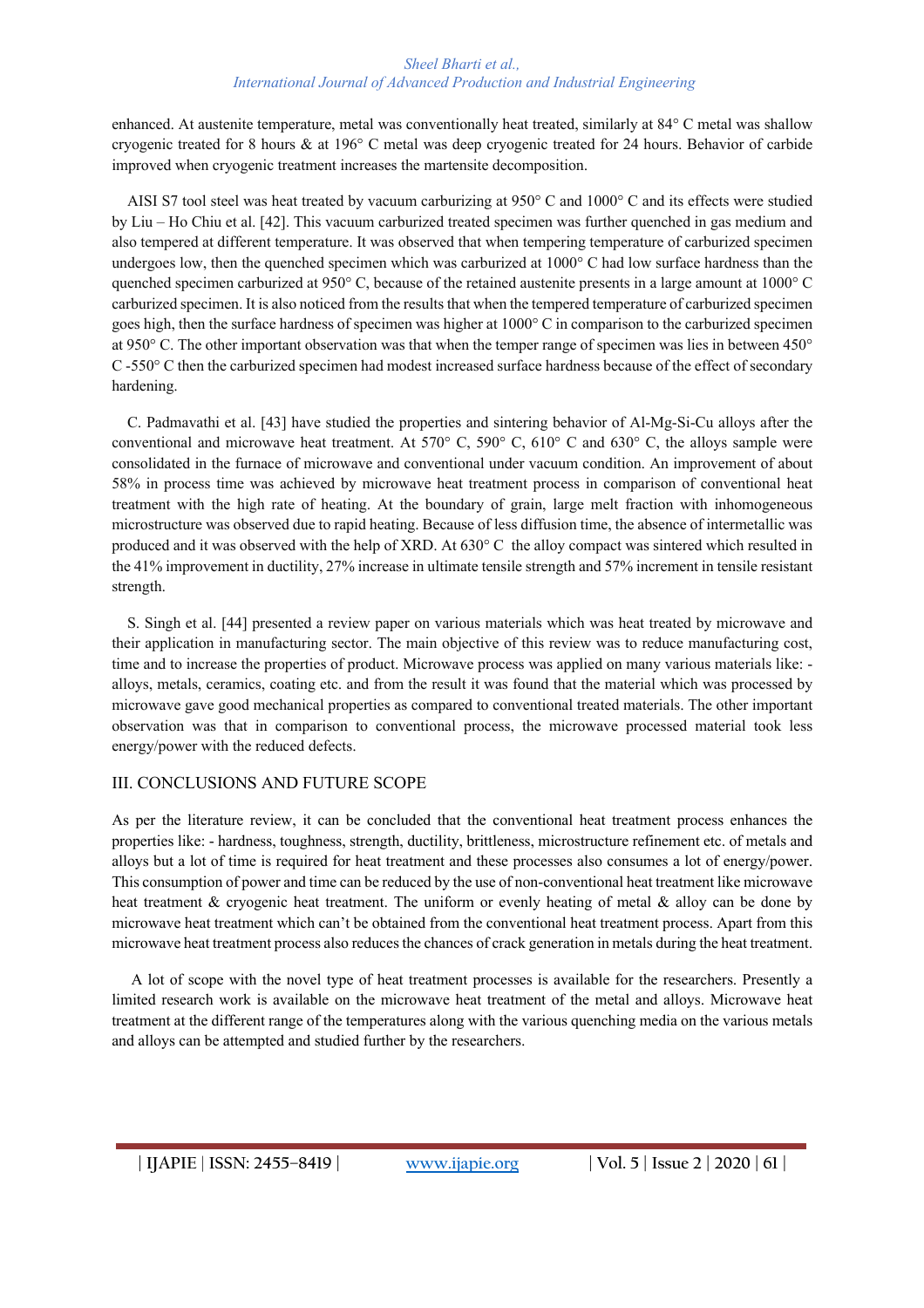enhanced. At austenite temperature, metal was conventionally heat treated, similarly at 84° C metal was shallow cryogenic treated for 8 hours & at 196° C metal was deep cryogenic treated for 24 hours. Behavior of carbide improved when cryogenic treatment increases the martensite decomposition.

AISI S7 tool steel was heat treated by vacuum carburizing at 950° C and 1000° C and its effects were studied by Liu – Ho Chiu et al. [42]. This vacuum carburized treated specimen was further quenched in gas medium and also tempered at different temperature. It was observed that when tempering temperature of carburized specimen undergoes low, then the quenched specimen which was carburized at 1000° C had low surface hardness than the quenched specimen carburized at 950° C, because of the retained austenite presents in a large amount at 1000° C carburized specimen. It is also noticed from the results that when the tempered temperature of carburized specimen goes high, then the surface hardness of specimen was higher at 1000° C in comparison to the carburized specimen at 950° C. The other important observation was that when the temper range of specimen was lies in between 450° C -550° C then the carburized specimen had modest increased surface hardness because of the effect of secondary hardening.

C. Padmavathi et al. [43] have studied the properties and sintering behavior of Al-Mg-Si-Cu alloys after the conventional and microwave heat treatment. At 570° C, 590° C, 610° C and 630° C, the alloys sample were consolidated in the furnace of microwave and conventional under vacuum condition. An improvement of about 58% in process time was achieved by microwave heat treatment process in comparison of conventional heat treatment with the high rate of heating. At the boundary of grain, large melt fraction with inhomogeneous microstructure was observed due to rapid heating. Because of less diffusion time, the absence of intermetallic was produced and it was observed with the help of XRD. At 630° C the alloy compact was sintered which resulted in the 41% improvement in ductility, 27% increase in ultimate tensile strength and 57% increment in tensile resistant strength.

S. Singh et al. [44] presented a review paper on various materials which was heat treated by microwave and their application in manufacturing sector. The main objective of this review was to reduce manufacturing cost, time and to increase the properties of product. Microwave process was applied on many various materials like: - alloys, metals, ceramics, coating etc. and from the result it was found that the material which was processed by microwave gave good mechanical properties as compared to conventional treated materials. The other important observation was that in comparison to conventional process, the microwave processed material took less energy/power with the reduced defects.

## III. CONCLUSIONS AND FUTURE SCOPE

As per the literature review, it can be concluded that the conventional heat treatment process enhances the properties like: - hardness, toughness, strength, ductility, brittleness, microstructure refinement etc. of metals and alloys but a lot of time is required for heat treatment and these processes also consumes a lot of energy/power. This consumption of power and time can be reduced by the use of non-conventional heat treatment like microwave heat treatment & cryogenic heat treatment. The uniform or evenly heating of metal & alloy can be done by microwave heat treatment which can't be obtained from the conventional heat treatment process. Apart from this microwave heat treatment process also reduces the chances of crack generation in metals during the heat treatment.

A lot of scope with the novel type of heat treatment processes is available for the researchers. Presently a limited research work is available on the microwave heat treatment of the metal and alloys. Microwave heat treatment at the different range of the temperatures along with the various quenching media on the various metals and alloys can be attempted and studied further by the researchers.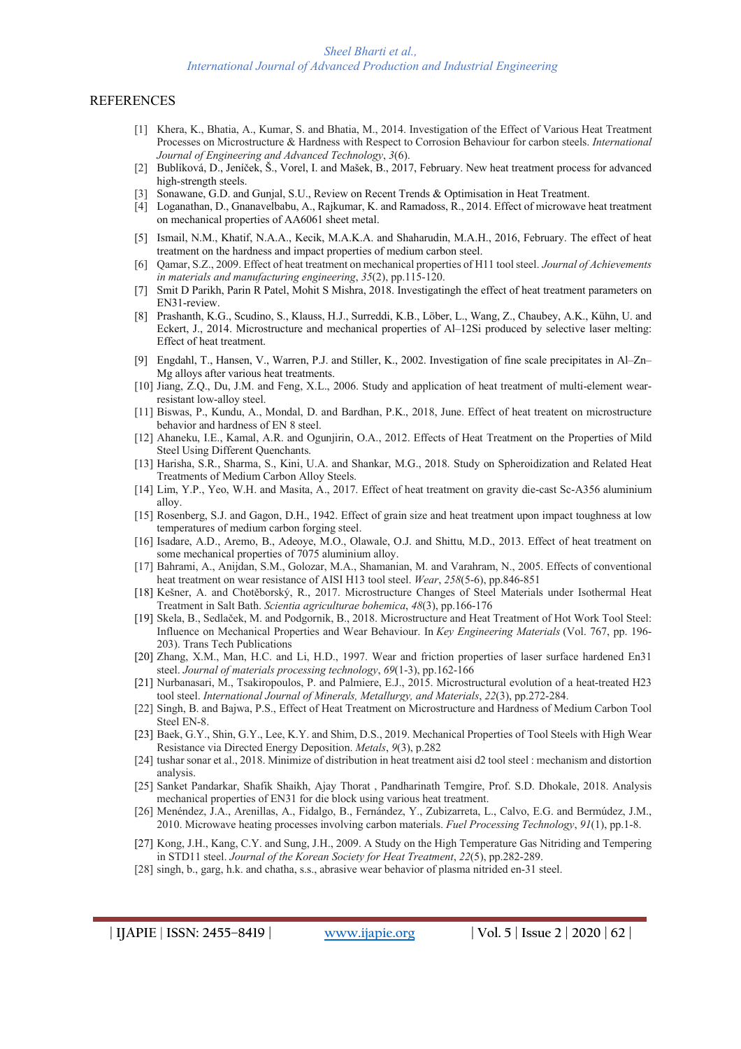## REFERENCES

[1] Khera, K., Bhatia, A., Kumar, S. and Bhatia, M., 2014. Investigation of the Effect of Various Heat Treatment Processes on Microstructure & Hardness with Respect to Corrosion Behaviour for carbon steels. *International Journal of Engineering and Advanced Technology*, *3*(6).

[2] Bublíková, D., Jeníček, Š., Vorel, I. and Mašek, B., 2017, February. New heat treatment process for advanced high-strength steels.

[3] Sonawane, G.D. and Gunjal, S.U., Review on Recent Trends & Optimisation in Heat Treatment.

[4] Loganathan, D., Gnanavelbabu, A., Rajkumar, K. and Ramadoss, R., 2014. Effect of microwave heat treatment on mechanical properties of AA6061 sheet metal.

[5] Ismail, N.M., Khatif, N.A.A., Kecik, M.A.K.A. and Shaharudin, M.A.H., 2016, February. The effect of heat treatment on the hardness and impact properties of medium carbon steel.

[6] Qamar, S.Z., 2009. Effect of heat treatment on mechanical properties of H11 tool steel. *Journal of Achievements in materials and manufacturing engineering*, *35*(2), pp.115-120.

[7] Smit D Parikh, Parin R Patel, Mohit S Mishra, 2018. Investigatingh the effect of heat treatment parameters on EN31-review.

[8] Prashanth, K.G., Scudino, S., Klauss, H.J., Surreddi, K.B., Löber, L., Wang, Z., Chaubey, A.K., Kühn, U. and Eckert, J., 2014. Microstructure and mechanical properties of Al–12Si produced by selective laser melting: Effect of heat treatment.

[9] Engdahl, T., Hansen, V., Warren, P.J. and Stiller, K., 2002. Investigation of fine scale precipitates in Al–Zn–Mg alloys after various heat treatments.

[10] Jiang, Z.Q., Du, J.M. and Feng, X.L., 2006. Study and application of heat treatment of multi-element wear-resistant low-alloy steel.

[11] Biswas, P., Kundu, A., Mondal, D. and Bardhan, P.K., 2018, June. Effect of heat treatent on microstructure behavior and hardness of EN 8 steel.

[12] Ahaneku, I.E., Kamal, A.R. and Ogunjirin, O.A., 2012. Effects of Heat Treatment on the Properties of Mild Steel Using Different Quenchants.

[13] Harisha, S.R., Sharma, S., Kini, U.A. and Shankar, M.G., 2018. Study on Spheroidization and Related Heat Treatments of Medium Carbon Alloy Steels.

[14] Lim, Y.P., Yeo, W.H. and Masita, A., 2017. Effect of heat treatment on gravity die-cast Sc-A356 aluminium alloy.

[15] Rosenberg, S.J. and Gagon, D.H., 1942. Effect of grain size and heat treatment upon impact toughness at low temperatures of medium carbon forging steel.

[16] Isadare, A.D., Aremo, B., Adeoye, M.O., Olawale, O.J. and Shittu, M.D., 2013. Effect of heat treatment on some mechanical properties of 7075 aluminium alloy.

[17] Bahrami, A., Anijdan, S.M., Golozar, M.A., Shamanian, M. and Varahram, N., 2005. Effects of conventional heat treatment on wear resistance of AISI H13 tool steel. *Wear*, *258*(5-6), pp.846-851

[18] Kešner, A. and Chotěborský, R., 2017. Microstructure Changes of Steel Materials under Isothermal Heat Treatment in Salt Bath. *Scientia agriculturae bohemica*, *48*(3), pp.166-176

[19] Skela, B., Sedlaček, M. and Podgornik, B., 2018. Microstructure and Heat Treatment of Hot Work Tool Steel: Influence on Mechanical Properties and Wear Behaviour. In *Key Engineering Materials* (Vol. 767, pp. 196-203). Trans Tech Publications

[20] Zhang, X.M., Man, H.C. and Li, H.D., 1997. Wear and friction properties of laser surface hardened En31 steel. *Journal of materials processing technology*, *69*(1-3), pp.162-166

[21] Nurbanasari, M., Tsakiropoulos, P. and Palmiere, E.J., 2015. Microstructural evolution of a heat-treated H23 tool steel. *International Journal of Minerals, Metallurgy, and Materials*, *22*(3), pp.272-284.

[22] Singh, B. and Bajwa, P.S., Effect of Heat Treatment on Microstructure and Hardness of Medium Carbon Tool Steel EN-8.

[23] Baek, G.Y., Shin, G.Y., Lee, K.Y. and Shim, D.S., 2019. Mechanical Properties of Tool Steels with High Wear Resistance via Directed Energy Deposition. *Metals*, *9*(3), p.282

[24] tushar sonar et al., 2018. Minimize of distribution in heat treatment aisi d2 tool steel : mechanism and distortion analysis.

[25] Sanket Pandarkar, Shafik Shaikh, Ajay Thorat , Pandharinath Temgire, Prof. S.D. Dhokale, 2018. Analysis mechanical properties of EN31 for die block using various heat treatment.

[26] Menéndez, J.A., Arenillas, A., Fidalgo, B., Fernández, Y., Zubizarreta, L., Calvo, E.G. and Bermúdez, J.M., 2010. Microwave heating processes involving carbon materials. *Fuel Processing Technology*, *91*(1), pp.1-8.

[27] Kong, J.H., Kang, C.Y. and Sung, J.H., 2009. A Study on the High Temperature Gas Nitriding and Tempering in STD11 steel. *Journal of the Korean Society for Heat Treatment*, *22*(5), pp.282-289.

[28] singh, b., garg, h.k. and chatha, s.s., abrasive wear behavior of plasma nitrided en-31 steel.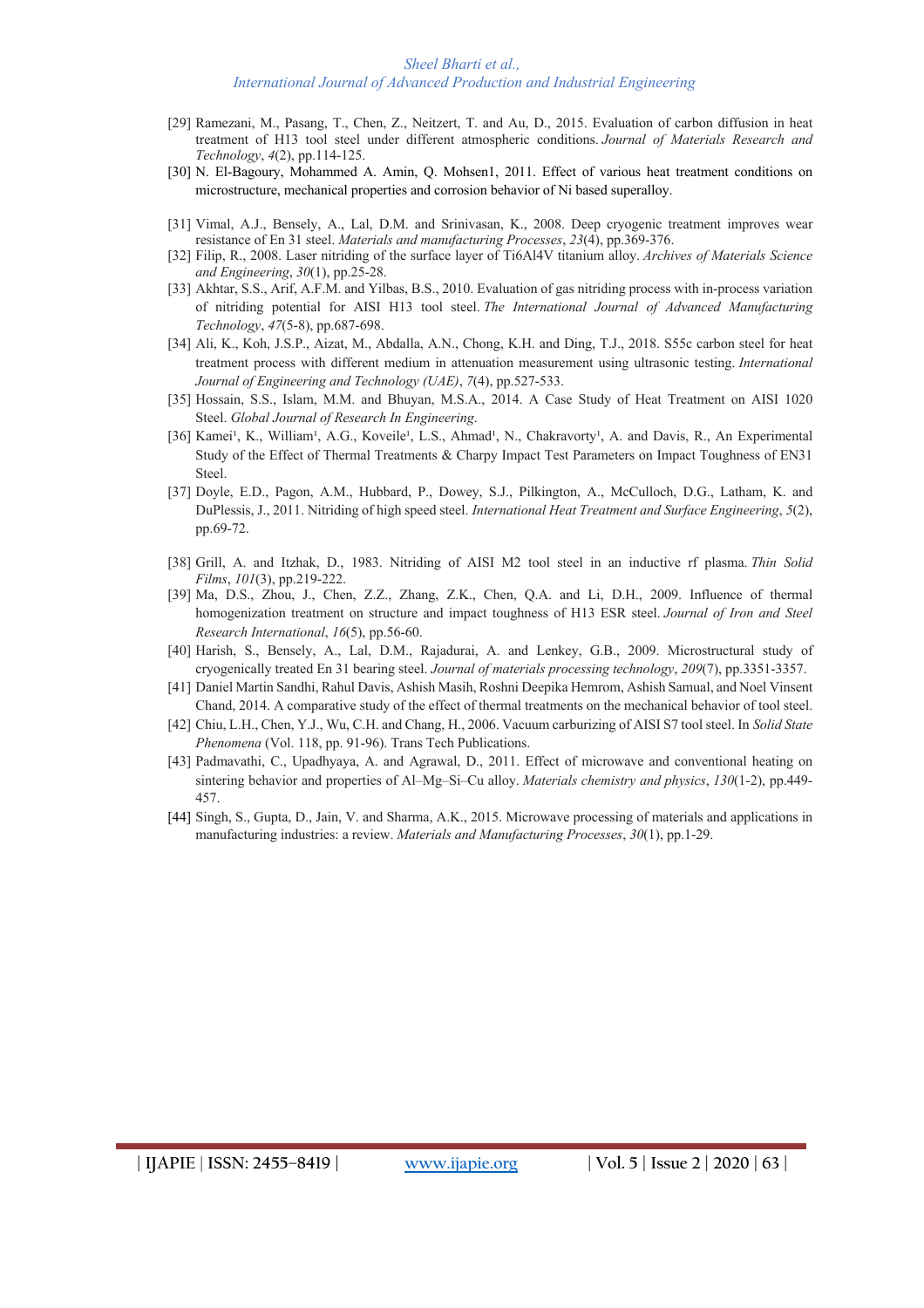[29] Ramezani, M., Pasang, T., Chen, Z., Neitzert, T. and Au, D., 2015. Evaluation of carbon diffusion in heat treatment of H13 tool steel under different atmospheric conditions. *Journal of Materials Research and Technology*, *4*(2), pp.114-125.

[30] N. El-Bagoury, Mohammed A. Amin, Q. Mohsen1, 2011. Effect of various heat treatment conditions on microstructure, mechanical properties and corrosion behavior of Ni based superalloy.

[31] Vimal, A.J., Bensely, A., Lal, D.M. and Srinivasan, K., 2008. Deep cryogenic treatment improves wear resistance of En 31 steel. *Materials and manufacturing Processes*, *23*(4), pp.369-376.

[32] Filip, R., 2008. Laser nitriding of the surface layer of Ti6Al4V titanium alloy. *Archives of Materials Science and Engineering*, *30*(1), pp.25-28.

[33] Akhtar, S.S., Arif, A.F.M. and Yilbas, B.S., 2010. Evaluation of gas nitriding process with in-process variation of nitriding potential for AISI H13 tool steel. *The International Journal of Advanced Manufacturing Technology*, *47*(5-8), pp.687-698.

[34] Ali, K., Koh, J.S.P., Aizat, M., Abdalla, A.N., Chong, K.H. and Ding, T.J., 2018. S55c carbon steel for heat treatment process with different medium in attenuation measurement using ultrasonic testing. *International Journal of Engineering and Technology (UAE)*, *7*(4), pp.527-533.

[35] Hossain, S.S., Islam, M.M. and Bhuyan, M.S.A., 2014. A Case Study of Heat Treatment on AISI 1020 Steel. *Global Journal of Research In Engineering*.

[36] Kamei[1], K., William[1], A.G., Koveile[1], L.S., Ahmad[1], N., Chakravorty[1], A. and Davis, R., An Experimental Study of the Effect of Thermal Treatments & Charpy Impact Test Parameters on Impact Toughness of EN31 Steel.

[37] Doyle, E.D., Pagon, A.M., Hubbard, P., Dowey, S.J., Pilkington, A., McCulloch, D.G., Latham, K. and DuPlessis, J., 2011. Nitriding of high speed steel. *International Heat Treatment and Surface Engineering*, *5*(2), pp.69-72.

[38] Grill, A. and Itzhak, D., 1983. Nitriding of AISI M2 tool steel in an inductive rf plasma. *Thin Solid Films*, *101*(3), pp.219-222.

[39] Ma, D.S., Zhou, J., Chen, Z.Z., Zhang, Z.K., Chen, Q.A. and Li, D.H., 2009. Influence of thermal homogenization treatment on structure and impact toughness of H13 ESR steel. *Journal of Iron and Steel Research International*, *16*(5), pp.56-60.

[40] Harish, S., Bensely, A., Lal, D.M., Rajadurai, A. and Lenkey, G.B., 2009. Microstructural study of cryogenically treated En 31 bearing steel. *Journal of materials processing technology*, *209*(7), pp.3351-3357.

[41] Daniel Martin Sandhi, Rahul Davis, Ashish Masih, Roshni Deepika Hemrom, Ashish Samual, and Noel Vinsent Chand, 2014. A comparative study of the effect of thermal treatments on the mechanical behavior of tool steel.

[42] Chiu, L.H., Chen, Y.J., Wu, C.H. and Chang, H., 2006. Vacuum carburizing of AISI S7 tool steel. In *Solid State Phenomena* (Vol. 118, pp. 91-96). Trans Tech Publications.

[43] Padmavathi, C., Upadhyaya, A. and Agrawal, D., 2011. Effect of microwave and conventional heating on sintering behavior and properties of Al–Mg–Si–Cu alloy. *Materials chemistry and physics*, *130*(1-2), pp.449-457.

[44] Singh, S., Gupta, D., Jain, V. and Sharma, A.K., 2015. Microwave processing of materials and applications in manufacturing industries: a review. *Materials and Manufacturing Processes*, *30*(1), pp.1-29.